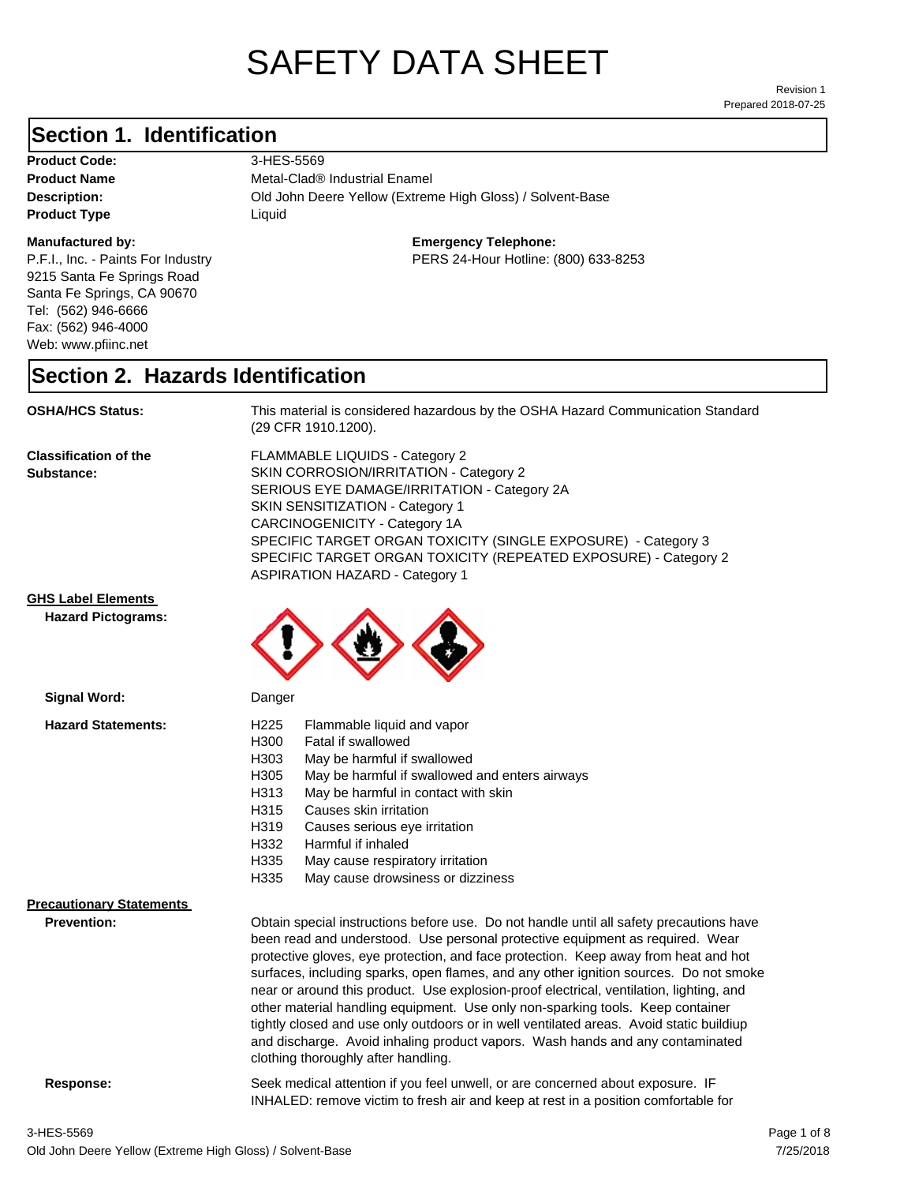# SAFETY DATA SHEET

Revision 1
Prepared 2018-07-25

## Section 1. Identification

**Product Code:** 3-HES-5569
**Product Name** Metal-Clad® Industrial Enamel
**Description:** Old John Deere Yellow (Extreme High Gloss) / Solvent-Base
**Product Type** Liquid

**Manufactured by:**
P.F.I., Inc. - Paints For Industry
9215 Santa Fe Springs Road
Santa Fe Springs, CA 90670
Tel: (562) 946-6666
Fax: (562) 946-4000
Web: www.pfiinc.net

**Emergency Telephone:**
PERS 24-Hour Hotline: (800) 633-8253

## Section 2. Hazards Identification

**OSHA/HCS Status:** This material is considered hazardous by the OSHA Hazard Communication Standard (29 CFR 1910.1200).

**Classification of the Substance:**
FLAMMABLE LIQUIDS - Category 2
SKIN CORROSION/IRRITATION - Category 2
SERIOUS EYE DAMAGE/IRRITATION - Category 2A
SKIN SENSITIZATION - Category 1
CARCINOGENICITY - Category 1A
SPECIFIC TARGET ORGAN TOXICITY (SINGLE EXPOSURE) - Category 3
SPECIFIC TARGET ORGAN TOXICITY (REPEATED EXPOSURE) - Category 2
ASPIRATION HAZARD - Category 1

**GHS Label Elements**

**Hazard Pictograms:**

**Signal Word:** Danger

**Hazard Statements:**

H225 Flammable liquid and vapor
H300 Fatal if swallowed
H303 May be harmful if swallowed
H305 May be harmful if swallowed and enters airways
H313 May be harmful in contact with skin
H315 Causes skin irritation
H319 Causes serious eye irritation
H332 Harmful if inhaled
H335 May cause respiratory irritation
H335 May cause drowsiness or dizziness

**Precautionary Statements**

**Prevention:** Obtain special instructions before use. Do not handle until all safety precautions have been read and understood. Use personal protective equipment as required. Wear protective gloves, eye protection, and face protection. Keep away from heat and hot surfaces, including sparks, open flames, and any other ignition sources. Do not smoke near or around this product. Use explosion-proof electrical, ventilation, lighting, and other material handling equipment. Use only non-sparking tools. Keep container tightly closed and use only outdoors or in well ventilated areas. Avoid static buildiup and discharge. Avoid inhaling product vapors. Wash hands and any contaminated clothing thoroughly after handling.

**Response:** Seek medical attention if you feel unwell, or are concerned about exposure. IF INHALED: remove victim to fresh air and keep at rest in a position comfortable for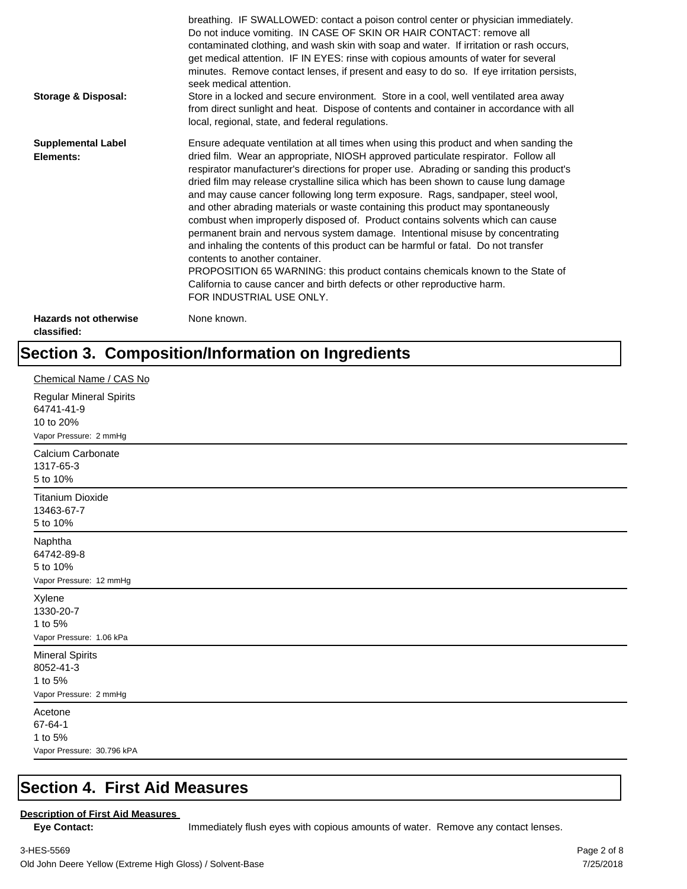breathing. IF SWALLOWED: contact a poison control center or physician immediately. Do not induce vomiting. IN CASE OF SKIN OR HAIR CONTACT: remove all contaminated clothing, and wash skin with soap and water. If irritation or rash occurs, get medical attention. IF IN EYES: rinse with copious amounts of water for several minutes. Remove contact lenses, if present and easy to do so. If eye irritation persists, seek medical attention.

**Storage & Disposal:** Store in a locked and secure environment. Store in a cool, well ventilated area away from direct sunlight and heat. Dispose of contents and container in accordance with all local, regional, state, and federal regulations.

**Supplemental Label Elements:** Ensure adequate ventilation at all times when using this product and when sanding the dried film. Wear an appropriate, NIOSH approved particulate respirator. Follow all respirator manufacturer's directions for proper use. Abrading or sanding this product's dried film may release crystalline silica which has been shown to cause lung damage and may cause cancer following long term exposure. Rags, sandpaper, steel wool, and other abrading materials or waste containing this product may spontaneously combust when improperly disposed of. Product contains solvents which can cause permanent brain and nervous system damage. Intentional misuse by concentrating and inhaling the contents of this product can be harmful or fatal. Do not transfer contents to another container.
PROPOSITION 65 WARNING: this product contains chemicals known to the State of California to cause cancer and birth defects or other reproductive harm.
FOR INDUSTRIAL USE ONLY.

**Hazards not otherwise classified:** None known.

# Section 3. Composition/Information on Ingredients

Chemical Name / CAS No

Regular Mineral Spirits
64741-41-9
10 to 20%
Vapor Pressure: 2 mmHg

Calcium Carbonate
1317-65-3
5 to 10%

Titanium Dioxide
13463-67-7
5 to 10%

Naphtha
64742-89-8
5 to 10%
Vapor Pressure: 12 mmHg

Xylene
1330-20-7
1 to 5%
Vapor Pressure: 1.06 kPa

Mineral Spirits
8052-41-3
1 to 5%
Vapor Pressure: 2 mmHg

Acetone
67-64-1
1 to 5%
Vapor Pressure: 30.796 kPA

# Section 4. First Aid Measures

**Description of First Aid Measures**

**Eye Contact:** Immediately flush eyes with copious amounts of water. Remove any contact lenses.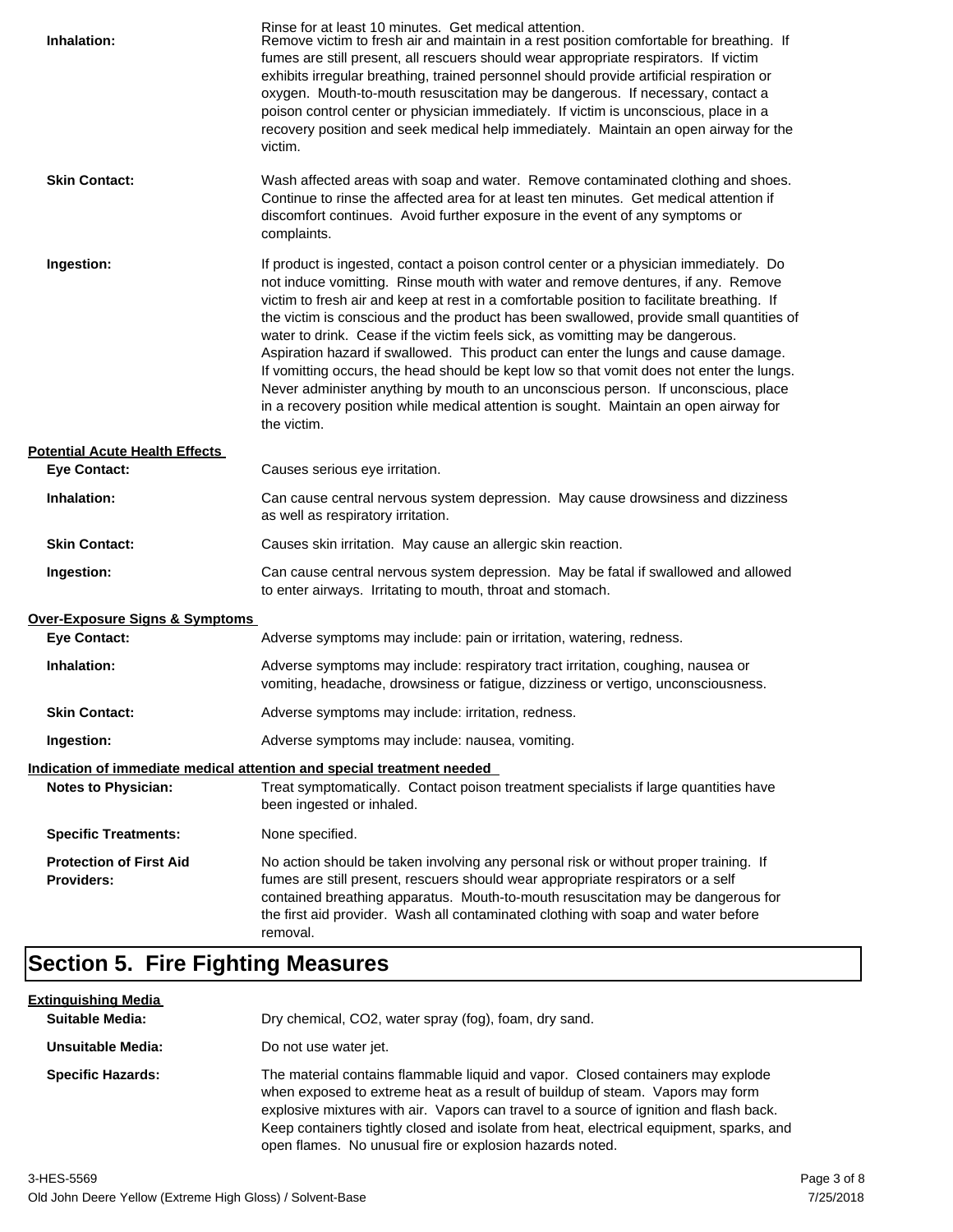Rinse for at least 10 minutes. Get medical attention.

**Inhalation:** Remove victim to fresh air and maintain in a rest position comfortable for breathing. If fumes are still present, all rescuers should wear appropriate respirators. If victim exhibits irregular breathing, trained personnel should provide artificial respiration or oxygen. Mouth-to-mouth resuscitation may be dangerous. If necessary, contact a poison control center or physician immediately. If victim is unconscious, place in a recovery position and seek medical help immediately. Maintain an open airway for the victim.

**Skin Contact:** Wash affected areas with soap and water. Remove contaminated clothing and shoes. Continue to rinse the affected area for at least ten minutes. Get medical attention if discomfort continues. Avoid further exposure in the event of any symptoms or complaints.

**Ingestion:** If product is ingested, contact a poison control center or a physician immediately. Do not induce vomitting. Rinse mouth with water and remove dentures, if any. Remove victim to fresh air and keep at rest in a comfortable position to facilitate breathing. If the victim is conscious and the product has been swallowed, provide small quantities of water to drink. Cease if the victim feels sick, as vomitting may be dangerous. Aspiration hazard if swallowed. This product can enter the lungs and cause damage. If vomitting occurs, the head should be kept low so that vomit does not enter the lungs. Never administer anything by mouth to an unconscious person. If unconscious, place in a recovery position while medical attention is sought. Maintain an open airway for the victim.

**Potential Acute Health Effects**

**Eye Contact:** Causes serious eye irritation.

**Inhalation:** Can cause central nervous system depression. May cause drowsiness and dizziness as well as respiratory irritation.

**Skin Contact:** Causes skin irritation. May cause an allergic skin reaction.

**Ingestion:** Can cause central nervous system depression. May be fatal if swallowed and allowed to enter airways. Irritating to mouth, throat and stomach.

**Over-Exposure Signs & Symptoms**

**Eye Contact:** Adverse symptoms may include: pain or irritation, watering, redness.

**Inhalation:** Adverse symptoms may include: respiratory tract irritation, coughing, nausea or vomiting, headache, drowsiness or fatigue, dizziness or vertigo, unconsciousness.

**Skin Contact:** Adverse symptoms may include: irritation, redness.

**Ingestion:** Adverse symptoms may include: nausea, vomiting.

**Indication of immediate medical attention and special treatment needed**

**Notes to Physician:** Treat symptomatically. Contact poison treatment specialists if large quantities have been ingested or inhaled.

**Specific Treatments:** None specified.

**Protection of First Aid Providers:** No action should be taken involving any personal risk or without proper training. If fumes are still present, rescuers should wear appropriate respirators or a self contained breathing apparatus. Mouth-to-mouth resuscitation may be dangerous for the first aid provider. Wash all contaminated clothing with soap and water before removal.

# Section 5. Fire Fighting Measures

**Extinguishing Media**

**Suitable Media:** Dry chemical, $CO_2$, water spray (fog), foam, dry sand.

**Unsuitable Media:** Do not use water jet.

**Specific Hazards:** The material contains flammable liquid and vapor. Closed containers may explode when exposed to extreme heat as a result of buildup of steam. Vapors may form explosive mixtures with air. Vapors can travel to a source of ignition and flash back. Keep containers tightly closed and isolate from heat, electrical equipment, sparks, and open flames. No unusual fire or explosion hazards noted.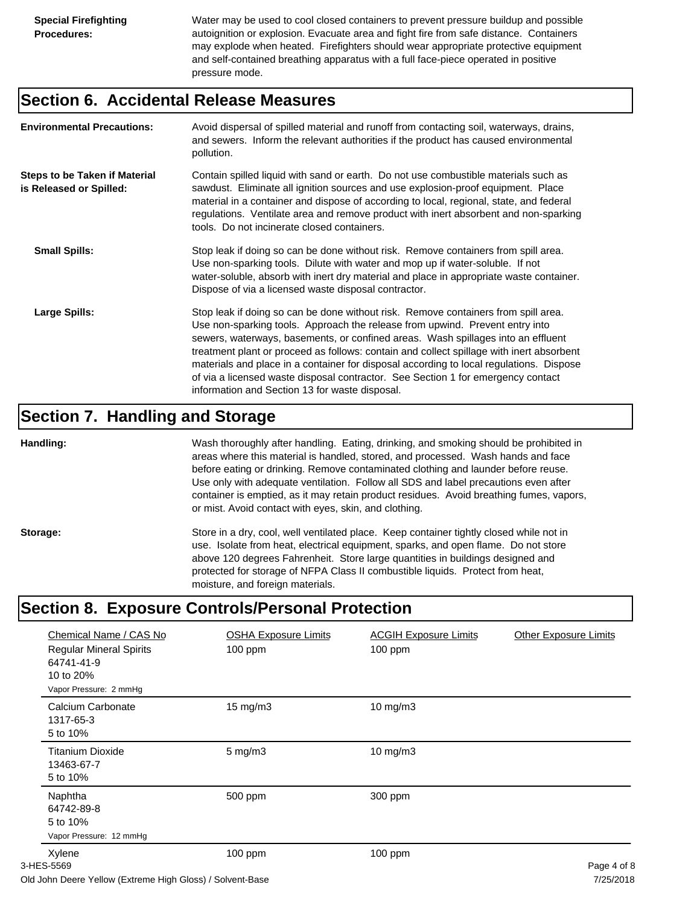**Special Firefighting Procedures:** Water may be used to cool closed containers to prevent pressure buildup and possible autoignition or explosion. Evacuate area and fight fire from safe distance. Containers may explode when heated. Firefighters should wear appropriate protective equipment and self-contained breathing apparatus with a full face-piece operated in positive pressure mode.

## Section 6. Accidental Release Measures

**Environmental Precautions:** Avoid dispersal of spilled material and runoff from contacting soil, waterways, drains, and sewers. Inform the relevant authorities if the product has caused environmental pollution.

**Steps to be Taken if Material is Released or Spilled:** Contain spilled liquid with sand or earth. Do not use combustible materials such as sawdust. Eliminate all ignition sources and use explosion-proof equipment. Place material in a container and dispose of according to local, regional, state, and federal regulations. Ventilate area and remove product with inert absorbent and non-sparking tools. Do not incinerate closed containers.

**Small Spills:** Stop leak if doing so can be done without risk. Remove containers from spill area. Use non-sparking tools. Dilute with water and mop up if water-soluble. If not water-soluble, absorb with inert dry material and place in appropriate waste container. Dispose of via a licensed waste disposal contractor.

**Large Spills:** Stop leak if doing so can be done without risk. Remove containers from spill area. Use non-sparking tools. Approach the release from upwind. Prevent entry into sewers, waterways, basements, or confined areas. Wash spillages into an effluent treatment plant or proceed as follows: contain and collect spillage with inert absorbent materials and place in a container for disposal according to local regulations. Dispose of via a licensed waste disposal contractor. See Section 1 for emergency contact information and Section 13 for waste disposal.

## Section 7. Handling and Storage

**Handling:** Wash thoroughly after handling. Eating, drinking, and smoking should be prohibited in areas where this material is handled, stored, and processed. Wash hands and face before eating or drinking. Remove contaminated clothing and launder before reuse. Use only with adequate ventilation. Follow all SDS and label precautions even after container is emptied, as it may retain product residues. Avoid breathing fumes, vapors, or mist. Avoid contact with eyes, skin, and clothing.

**Storage:** Store in a dry, cool, well ventilated place. Keep container tightly closed while not in use. Isolate from heat, electrical equipment, sparks, and open flame. Do not store above 120 degrees Fahrenheit. Store large quantities in buildings designed and protected for storage of NFPA Class II combustible liquids. Protect from heat, moisture, and foreign materials.

## Section 8. Exposure Controls/Personal Protection

| Chemical Name / CAS No | OSHA Exposure Limits | ACGIH Exposure Limits | Other Exposure Limits |
|---|---|---|---|
| Regular Mineral Spirits<br>64741-41-9<br>10 to 20%<br>Vapor Pressure: 2 mmHg | 100 ppm | 100 ppm | |
| Calcium Carbonate<br>1317-65-3<br>5 to 10% | 15 mg/m3 | 10 mg/m3 | |
| Titanium Dioxide<br>13463-67-7<br>5 to 10% | 5 mg/m3 | 10 mg/m3 | |
| Naphtha<br>64742-89-8<br>5 to 10%<br>Vapor Pressure: 12 mmHg | 500 ppm | 300 ppm | |
| Xylene | 100 ppm | 100 ppm | |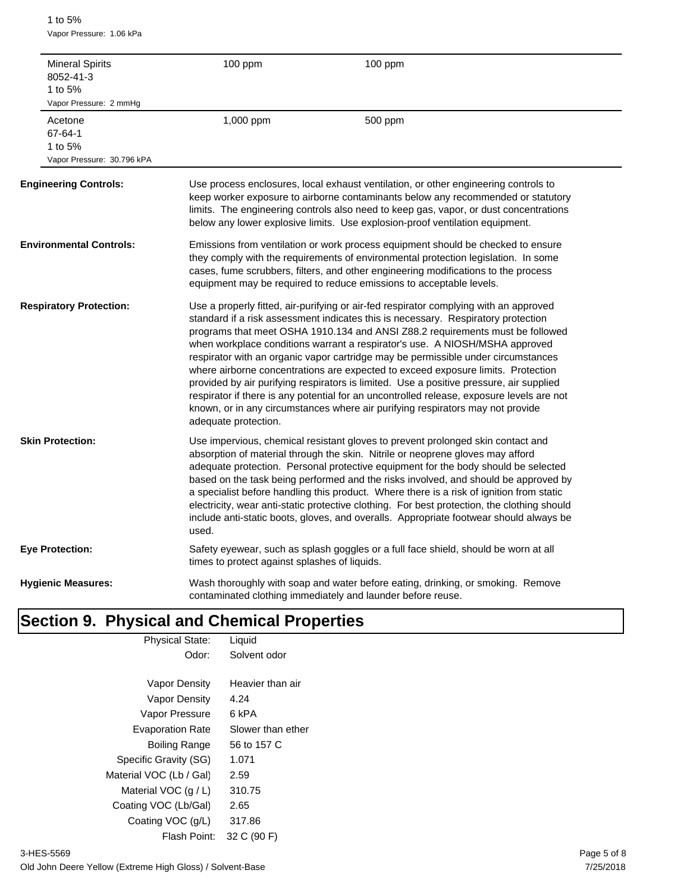1 to 5%
Vapor Pressure: 1.06 kPa

| | | |
|---|---|---|
| Mineral Spirits<br>8052-41-3<br>1 to 5%<br>Vapor Pressure: 2 mmHg | 100 ppm | 100 ppm |
| Acetone<br>67-64-1<br>1 to 5%<br>Vapor Pressure: 30.796 kPA | 1,000 ppm | 500 ppm |

**Engineering Controls:** Use process enclosures, local exhaust ventilation, or other engineering controls to keep worker exposure to airborne contaminants below any recommended or statutory limits. The engineering controls also need to keep gas, vapor, or dust concentrations below any lower explosive limits. Use explosion-proof ventilation equipment.

**Environmental Controls:** Emissions from ventilation or work process equipment should be checked to ensure they comply with the requirements of environmental protection legislation. In some cases, fume scrubbers, filters, and other engineering modifications to the process equipment may be required to reduce emissions to acceptable levels.

**Respiratory Protection:** Use a properly fitted, air-purifying or air-fed respirator complying with an approved standard if a risk assessment indicates this is necessary. Respiratory protection programs that meet OSHA 1910.134 and ANSI Z88.2 requirements must be followed when workplace conditions warrant a respirator's use. A NIOSH/MSHA approved respirator with an organic vapor cartridge may be permissible under circumstances where airborne concentrations are expected to exceed exposure limits. Protection provided by air purifying respirators is limited. Use a positive pressure, air supplied respirator if there is any potential for an uncontrolled release, exposure levels are not known, or in any circumstances where air purifying respirators may not provide adequate protection.

**Skin Protection:** Use impervious, chemical resistant gloves to prevent prolonged skin contact and absorption of material through the skin. Nitrile or neoprene gloves may afford adequate protection. Personal protective equipment for the body should be selected based on the task being performed and the risks involved, and should be approved by a specialist before handling this product. Where there is a risk of ignition from static electricity, wear anti-static protective clothing. For best protection, the clothing should include anti-static boots, gloves, and overalls. Appropriate footwear should always be used.

**Eye Protection:** Safety eyewear, such as splash goggles or a full face shield, should be worn at all times to protect against splashes of liquids.

**Hygienic Measures:** Wash thoroughly with soap and water before eating, drinking, or smoking. Remove contaminated clothing immediately and launder before reuse.

## Section 9. Physical and Chemical Properties

| | |
|---|---|
| Physical State: | Liquid |
| Odor: | Solvent odor |
| Vapor Density | Heavier than air |
| Vapor Density | 4.24 |
| Vapor Pressure | 6 kPA |
| Evaporation Rate | Slower than ether |
| Boiling Range | 56 to 157 C |
| Specific Gravity (SG) | 1.071 |
| Material VOC (Lb / Gal) | 2.59 |
| Material VOC (g / L) | 310.75 |
| Coating VOC (Lb/Gal) | 2.65 |
| Coating VOC (g/L) | 317.86 |
| Flash Point: | 32 C (90 F) |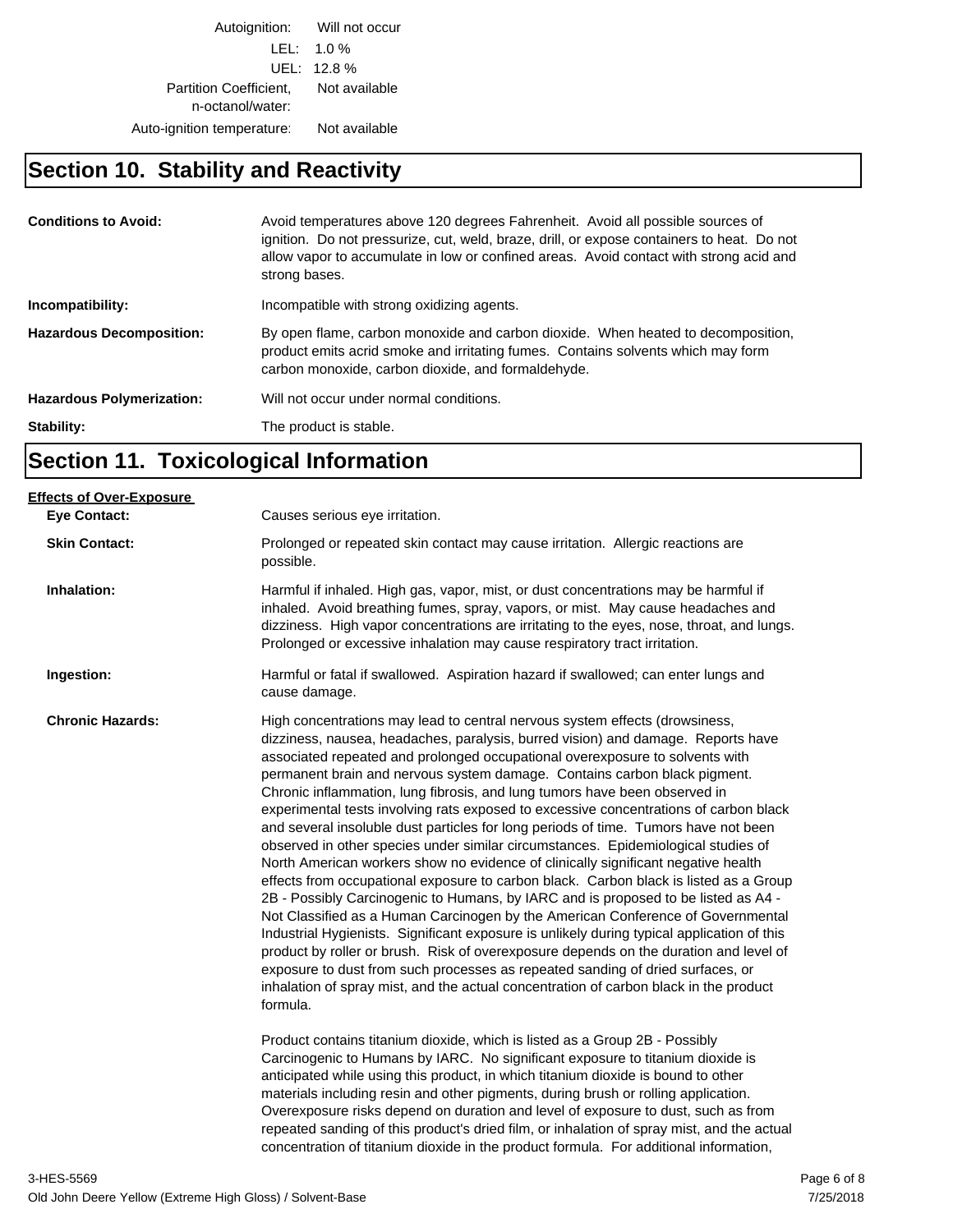| | |
|---|---|
| Autoignition: | Will not occur |
| LEL: | 1.0 % |
| UEL: | 12.8 % |
| Partition Coefficient, n-octanol/water: | Not available |
| Auto-ignition temperature: | Not available |

## Section 10. Stability and Reactivity

**Conditions to Avoid:** Avoid temperatures above 120 degrees Fahrenheit. Avoid all possible sources of ignition. Do not pressurize, cut, weld, braze, drill, or expose containers to heat. Do not allow vapor to accumulate in low or confined areas. Avoid contact with strong acid and strong bases.

**Incompatibility:** Incompatible with strong oxidizing agents.

**Hazardous Decomposition:** By open flame, carbon monoxide and carbon dioxide. When heated to decomposition, product emits acrid smoke and irritating fumes. Contains solvents which may form carbon monoxide, carbon dioxide, and formaldehyde.

**Hazardous Polymerization:** Will not occur under normal conditions.

**Stability:** The product is stable.

## Section 11. Toxicological Information

**Effects of Over-Exposure**

**Eye Contact:** Causes serious eye irritation.

**Skin Contact:** Prolonged or repeated skin contact may cause irritation. Allergic reactions are possible.

**Inhalation:** Harmful if inhaled. High gas, vapor, mist, or dust concentrations may be harmful if inhaled. Avoid breathing fumes, spray, vapors, or mist. May cause headaches and dizziness. High vapor concentrations are irritating to the eyes, nose, throat, and lungs. Prolonged or excessive inhalation may cause respiratory tract irritation.

**Ingestion:** Harmful or fatal if swallowed. Aspiration hazard if swallowed; can enter lungs and cause damage.

**Chronic Hazards:** High concentrations may lead to central nervous system effects (drowsiness, dizziness, nausea, headaches, paralysis, burred vision) and damage. Reports have associated repeated and prolonged occupational overexposure to solvents with permanent brain and nervous system damage. Contains carbon black pigment. Chronic inflammation, lung fibrosis, and lung tumors have been observed in experimental tests involving rats exposed to excessive concentrations of carbon black and several insoluble dust particles for long periods of time. Tumors have not been observed in other species under similar circumstances. Epidemiological studies of North American workers show no evidence of clinically significant negative health effects from occupational exposure to carbon black. Carbon black is listed as a Group 2B - Possibly Carcinogenic to Humans, by IARC and is proposed to be listed as A4 - Not Classified as a Human Carcinogen by the American Conference of Governmental Industrial Hygienists. Significant exposure is unlikely during typical application of this product by roller or brush. Risk of overexposure depends on the duration and level of exposure to dust from such processes as repeated sanding of dried surfaces, or inhalation of spray mist, and the actual concentration of carbon black in the product formula.

Product contains titanium dioxide, which is listed as a Group 2B - Possibly Carcinogenic to Humans by IARC. No significant exposure to titanium dioxide is anticipated while using this product, in which titanium dioxide is bound to other materials including resin and other pigments, during brush or rolling application. Overexposure risks depend on duration and level of exposure to dust, such as from repeated sanding of this product's dried film, or inhalation of spray mist, and the actual concentration of titanium dioxide in the product formula. For additional information,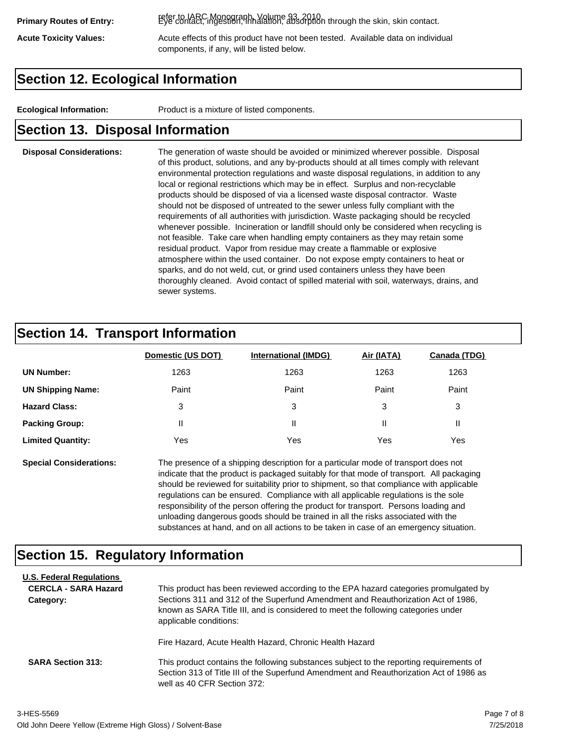refer to IARC Monograph, Volume 93, 2010

**Primary Routes of Entry:** Eye contact, ingestion, inhalation, absorption through the skin, skin contact.

**Acute Toxicity Values:** Acute effects of this product have not been tested. Available data on individual components, if any, will be listed below.

## Section 12. Ecological Information

**Ecological Information:** Product is a mixture of listed components.

## Section 13. Disposal Information

**Disposal Considerations:** The generation of waste should be avoided or minimized wherever possible. Disposal of this product, solutions, and any by-products should at all times comply with relevant environmental protection regulations and waste disposal regulations, in addition to any local or regional restrictions which may be in effect. Surplus and non-recyclable products should be disposed of via a licensed waste disposal contractor. Waste should not be disposed of untreated to the sewer unless fully compliant with the requirements of all authorities with jurisdiction. Waste packaging should be recycled whenever possible. Incineration or landfill should only be considered when recycling is not feasible. Take care when handling empty containers as they may retain some residual product. Vapor from residue may create a flammable or explosive atmosphere within the used container. Do not expose empty containers to heat or sparks, and do not weld, cut, or grind used containers unless they have been thoroughly cleaned. Avoid contact of spilled material with soil, waterways, drains, and sewer systems.

## Section 14. Transport Information

| | Domestic (US DOT) | International (IMDG) | Air (IATA) | Canada (TDG) |
|---|---|---|---|---|
| **UN Number:** | 1263 | 1263 | 1263 | 1263 |
| **UN Shipping Name:** | Paint | Paint | Paint | Paint |
| **Hazard Class:** | 3 | 3 | 3 | 3 |
| **Packing Group:** | II | II | II | II |
| **Limited Quantity:** | Yes | Yes | Yes | Yes |

**Special Considerations:** The presence of a shipping description for a particular mode of transport does not indicate that the product is packaged suitably for that mode of transport. All packaging should be reviewed for suitability prior to shipment, so that compliance with applicable regulations can be ensured. Compliance with all applicable regulations is the sole responsibility of the person offering the product for transport. Persons loading and unloading dangerous goods should be trained in all the risks associated with the substances at hand, and on all actions to be taken in case of an emergency situation.

## Section 15. Regulatory Information

**U.S. Federal Regulations**

**CERCLA - SARA Hazard Category:** This product has been reviewed according to the EPA hazard categories promulgated by Sections 311 and 312 of the Superfund Amendment and Reauthorization Act of 1986, known as SARA Title III, and is considered to meet the following categories under applicable conditions:

Fire Hazard, Acute Health Hazard, Chronic Health Hazard

**SARA Section 313:** This product contains the following substances subject to the reporting requirements of Section 313 of Title III of the Superfund Amendment and Reauthorization Act of 1986 as well as 40 CFR Section 372: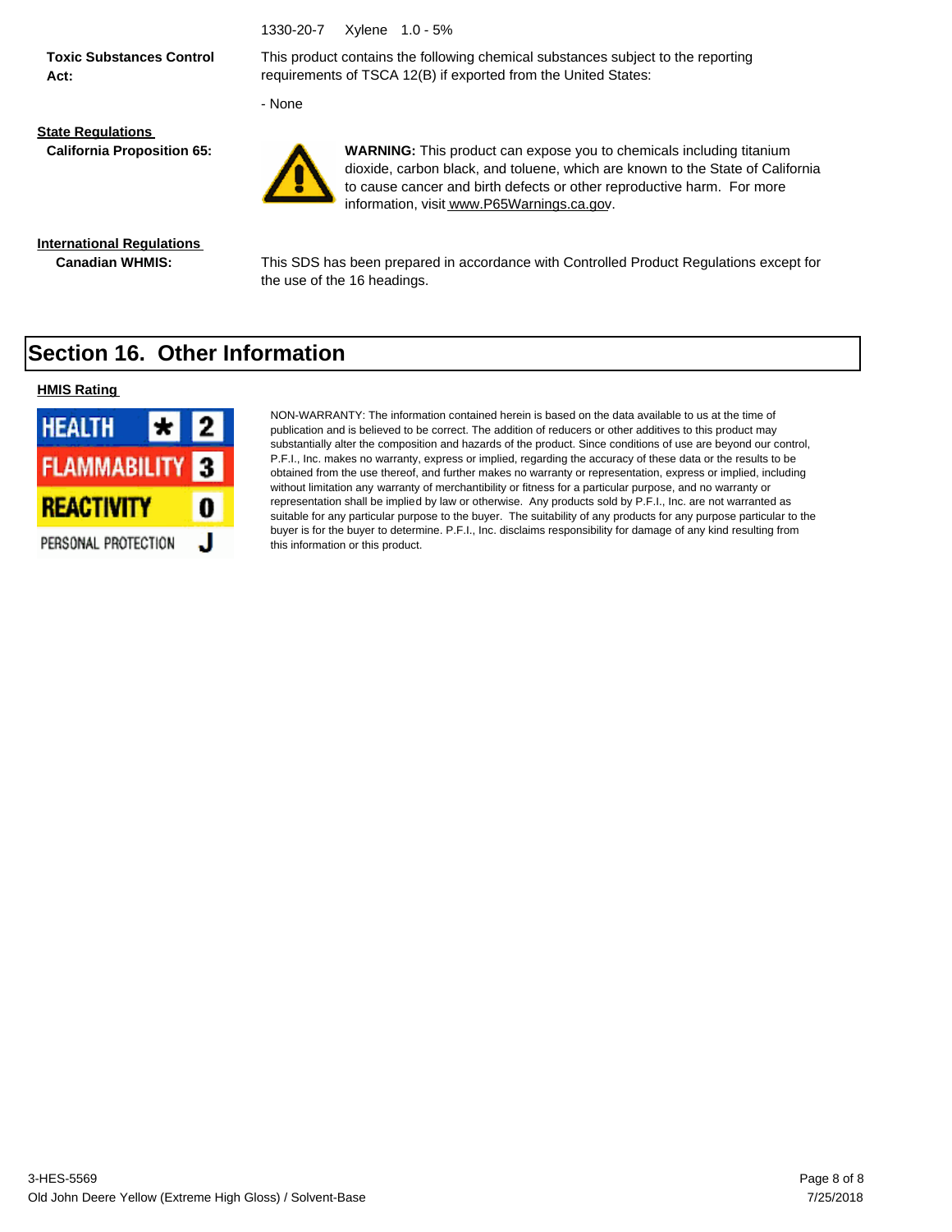1330-20-7 Xylene 1.0 - 5%

**Toxic Substances Control Act:** This product contains the following chemical substances subject to the reporting requirements of TSCA 12(B) if exported from the United States:

- None

**State Regulations**

**California Proposition 65:** **WARNING:** This product can expose you to chemicals including titanium dioxide, carbon black, and toluene, which are known to the State of California to cause cancer and birth defects or other reproductive harm. For more information, visit www.P65Warnings.ca.gov.

**International Regulations**

**Canadian WHMIS:** This SDS has been prepared in accordance with Controlled Product Regulations except for the use of the 16 headings.

## Section 16. Other Information

**HMIS Rating**

| | | |
|---|---|---|
| HEALTH | * | 2 |
| FLAMMABILITY | | 3 |
| REACTIVITY | | 0 |
| PERSONAL PROTECTION | | J |

NON-WARRANTY: The information contained herein is based on the data available to us at the time of publication and is believed to be correct. The addition of reducers or other additives to this product may substantially alter the composition and hazards of the product. Since conditions of use are beyond our control, P.F.I., Inc. makes no warranty, express or implied, regarding the accuracy of these data or the results to be obtained from the use thereof, and further makes no warranty or representation, express or implied, including without limitation any warranty of merchantibility or fitness for a particular purpose, and no warranty or representation shall be implied by law or otherwise. Any products sold by P.F.I., Inc. are not warranted as suitable for any particular purpose to the buyer. The suitability of any products for any purpose particular to the buyer is for the buyer to determine. P.F.I., Inc. disclaims responsibility for damage of any kind resulting from this information or this product.

3-HES-5569
Old John Deere Yellow (Extreme High Gloss) / Solvent-Base
7/25/2018